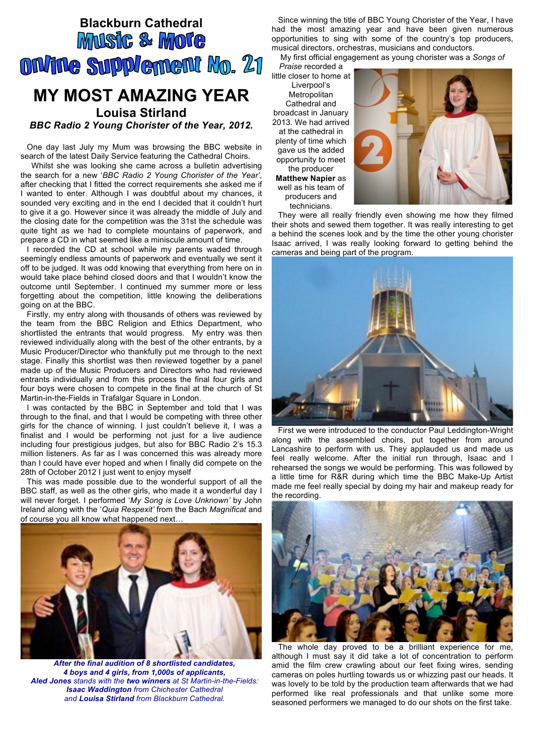# Blackburn Cathedral
# Music & More
# Online Supplement No. 21

## MY MOST AMAZING YEAR

### Louisa Stirland

***BBC Radio 2 Young Chorister of the Year, 2012.***

One day last July my Mum was browsing the BBC website in search of the latest Daily Service featuring the Cathedral Choirs.

Whilst she was looking she came across a bulletin advertising the search for a new '*BBC Radio 2 Young Chorister of the Year'*, after checking that I fitted the correct requirements she asked me if I wanted to enter. Although I was doubtful about my chances, it sounded very exciting and in the end I decided that it couldn't hurt to give it a go. However since it was already the middle of July and the closing date for the competition was the 31st the schedule was quite tight as we had to complete mountains of paperwork, and prepare a CD in what seemed like a miniscule amount of time.

I recorded the CD at school while my parents waded through seemingly endless amounts of paperwork and eventually we sent it off to be judged. It was odd knowing that everything from here on in would take place behind closed doors and that I wouldn't know the outcome until September. I continued my summer more or less forgetting about the competition, little knowing the deliberations going on at the BBC.

Firstly, my entry along with thousands of others was reviewed by the team from the BBC Religion and Ethics Department, who shortlisted the entrants that would progress. My entry was then reviewed individually along with the best of the other entrants, by a Music Producer/Director who thankfully put me through to the next stage. Finally this shortlist was then reviewed together by a panel made up of the Music Producers and Directors who had reviewed entrants individually and from this process the final four girls and four boys were chosen to compete in the final at the church of St Martin-in-the-Fields in Trafalgar Square in London.

I was contacted by the BBC in September and told that I was through to the final, and that I would be competing with three other girls for the chance of winning. I just couldn't believe it, I was a finalist and I would be performing not just for a live audience including four prestigious judges, but also for BBC Radio 2's 15.3 million listeners. As far as I was concerned this was already more than I could have ever hoped and when I finally did compete on the 28th of October 2012 I just went to enjoy myself

This was made possible due to the wonderful support of all the BBC staff, as well as the other girls, who made it a wonderful day I will never forget. I performed '*My Song is Love Unknown'* by John Ireland along with the '*Quia Respexit'* from the Bach *Magnificat* and of course you all know what happened next…

***After the final audition of 8 shortlisted candidates, 4 boys and 4 girls, from 1,000s of applicants, Aled Jones** stands with the **two winners** at St Martin-in-the-Fields: **Isaac Waddington** from Chichester Cathedral and **Louisa Stirland** from Blackburn Cathedral.*

Since winning the title of BBC Young Chorister of the Year, I have had the most amazing year and have been given numerous opportunities to sing with some of the country's top producers, musical directors, orchestras, musicians and conductors.

My first official engagement as young chorister was a *Songs of Praise* recorded a little closer to home at Liverpool's Metropolitan Cathedral and broadcast in January 2013. We had arrived at the cathedral in plenty of time which gave us the added opportunity to meet the producer **Matthew Napier** as well as his team of producers and technicians.

They were all really friendly even showing me how they filmed their shots and sewed them together. It was really interesting to get a behind the scenes look and by the time the other young chorister Isaac arrived, I was really looking forward to getting behind the cameras and being part of the program.

First we were introduced to the conductor Paul Leddington-Wright along with the assembled choirs, put together from around Lancashire to perform with us. They applauded us and made us feel really welcome. After the initial run through, Isaac and I rehearsed the songs we would be performing. This was followed by a little time for R&R during which time the BBC Make-Up Artist made me feel really special by doing my hair and makeup ready for the recording.

The whole day proved to be a brilliant experience for me, although I must say it did take a lot of concentration to perform amid the film crew crawling about our feet fixing wires, sending cameras on poles hurtling towards us or whizzing past our heads. It was lovely to be told by the production team afterwards that we had performed like real professionals and that unlike some more seasoned performers we managed to do our shots on the first take.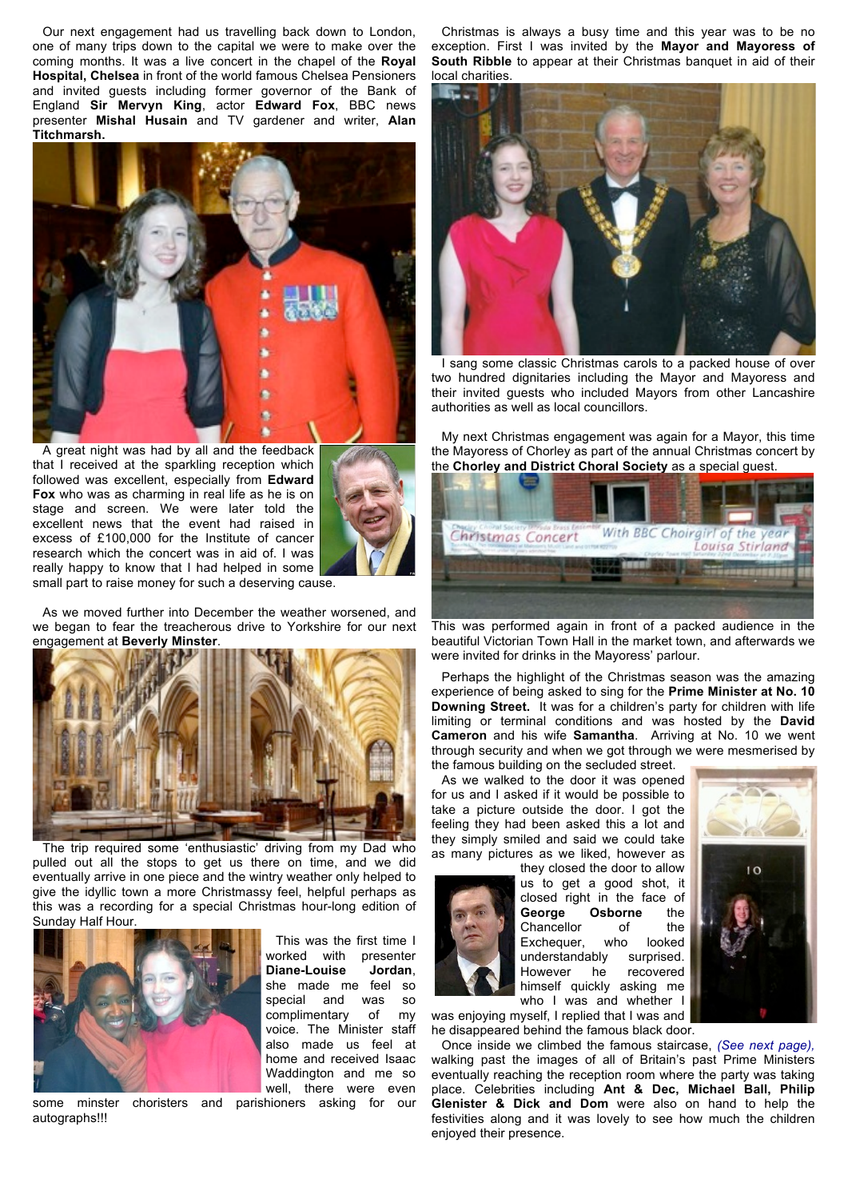Our next engagement had us travelling back down to London, one of many trips down to the capital we were to make over the coming months. It was a live concert in the chapel of the **Royal Hospital, Chelsea** in front of the world famous Chelsea Pensioners and invited guests including former governor of the Bank of England **Sir Mervyn King**, actor **Edward Fox**, BBC news presenter **Mishal Husain** and TV gardener and writer, **Alan Titchmarsh.**

A great night was had by all and the feedback that I received at the sparkling reception which followed was excellent, especially from **Edward Fox** who was as charming in real life as he is on stage and screen. We were later told the excellent news that the event had raised in excess of £100,000 for the Institute of cancer research which the concert was in aid of. I was really happy to know that I had helped in some small part to raise money for such a deserving cause.

As we moved further into December the weather worsened, and we began to fear the treacherous drive to Yorkshire for our next engagement at **Beverly Minster**.

The trip required some 'enthusiastic' driving from my Dad who pulled out all the stops to get us there on time, and we did eventually arrive in one piece and the wintry weather only helped to give the idyllic town a more Christmassy feel, helpful perhaps as this was a recording for a special Christmas hour-long edition of Sunday Half Hour.

This was the first time I worked with presenter **Diane-Louise Jordan**, she made me feel so special and was so complimentary of my voice. The Minister staff also made us feel at home and received Isaac Waddington and me so well, there were even some minster choristers and parishioners asking for our autographs!!!

Christmas is always a busy time and this year was to be no exception. First I was invited by the **Mayor and Mayoress of South Ribble** to appear at their Christmas banquet in aid of their local charities.

I sang some classic Christmas carols to a packed house of over two hundred dignitaries including the Mayor and Mayoress and their invited guests who included Mayors from other Lancashire authorities as well as local councillors.

My next Christmas engagement was again for a Mayor, this time the Mayoress of Chorley as part of the annual Christmas concert by the **Chorley and District Choral Society** as a special guest.

This was performed again in front of a packed audience in the beautiful Victorian Town Hall in the market town, and afterwards we were invited for drinks in the Mayoress' parlour.

Perhaps the highlight of the Christmas season was the amazing experience of being asked to sing for the **Prime Minister at No. 10 Downing Street.** It was for a children's party for children with life limiting or terminal conditions and was hosted by the **David Cameron** and his wife **Samantha**. Arriving at No. 10 we went through security and when we got through we were mesmerised by the famous building on the secluded street.

As we walked to the door it was opened for us and I asked if it would be possible to take a picture outside the door. I got the feeling they had been asked this a lot and they simply smiled and said we could take as many pictures as we liked, however as they closed the door to allow us to get a good shot, it closed right in the face of **George Osborne** the Chancellor of the Exchequer, who looked understandably surprised. However he recovered himself quickly asking me who I was and whether I was enjoying myself, I replied that I was and he disappeared behind the famous black door.

Once inside we climbed the famous staircase, *(See next page)*, walking past the images of all of Britain's past Prime Ministers eventually reaching the reception room where the party was taking place. Celebrities including **Ant & Dec, Michael Ball, Philip Glenister & Dick and Dom** were also on hand to help the festivities along and it was lovely to see how much the children enjoyed their presence.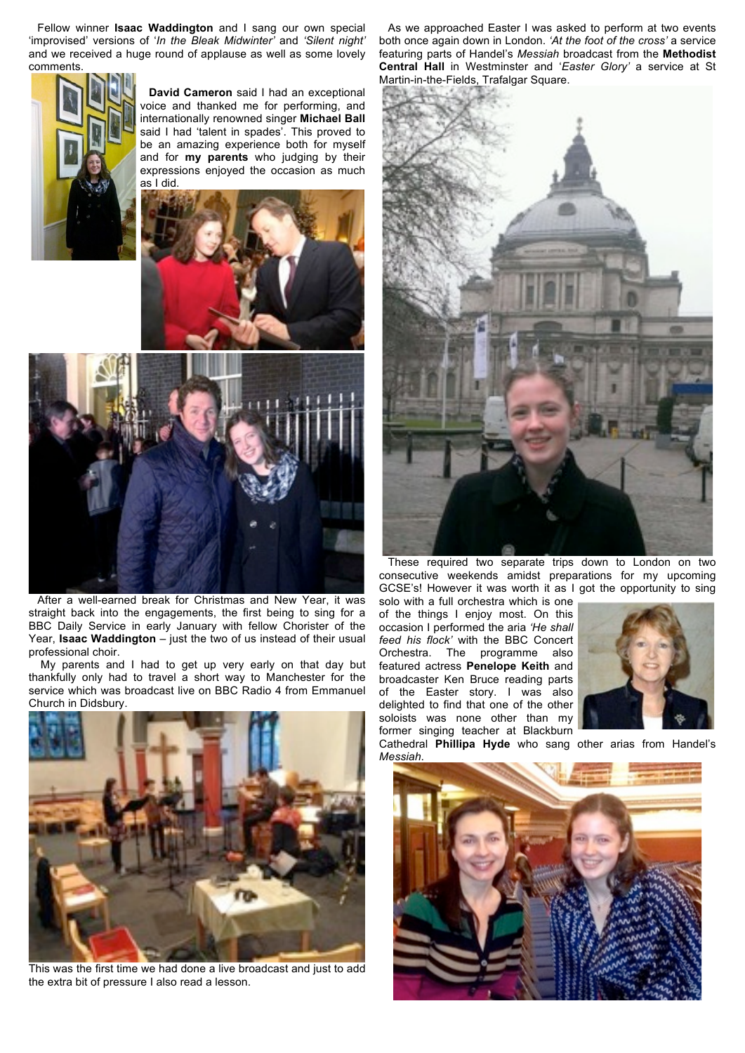Fellow winner **Isaac Waddington** and I sang our own special 'improvised' versions of '*In the Bleak Midwinter*' and *'Silent night'* and we received a huge round of applause as well as some lovely comments.

**David Cameron** said I had an exceptional voice and thanked me for performing, and internationally renowned singer **Michael Ball** said I had 'talent in spades'. This proved to be an amazing experience both for myself and for **my parents** who judging by their expressions enjoyed the occasion as much as I did.

After a well-earned break for Christmas and New Year, it was straight back into the engagements, the first being to sing for a BBC Daily Service in early January with fellow Chorister of the Year, **Isaac Waddington** – just the two of us instead of their usual professional choir.

My parents and I had to get up very early on that day but thankfully only had to travel a short way to Manchester for the service which was broadcast live on BBC Radio 4 from Emmanuel Church in Didsbury.

This was the first time we had done a live broadcast and just to add the extra bit of pressure I also read a lesson.

As we approached Easter I was asked to perform at two events both once again down in London. *'At the foot of the cross'* a service featuring parts of Handel's *Messiah* broadcast from the **Methodist Central Hall** in Westminster and '*Easter Glory'* a service at St Martin-in-the-Fields, Trafalgar Square.

These required two separate trips down to London on two consecutive weekends amidst preparations for my upcoming GCSE's! However it was worth it as I got the opportunity to sing solo with a full orchestra which is one of the things I enjoy most. On this occasion I performed the aria *'He shall feed his flock'* with the BBC Concert Orchestra. The programme also featured actress **Penelope Keith** and broadcaster Ken Bruce reading parts of the Easter story. I was also delighted to find that one of the other soloists was none other than my former singing teacher at Blackburn Cathedral **Phillipa Hyde** who sang other arias from Handel's *Messiah*.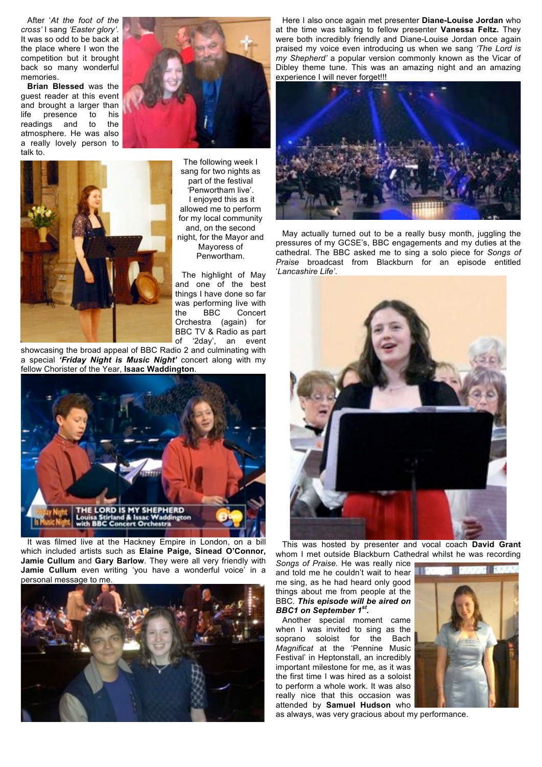After '*At the foot of the cross*' I sang '*Easter glory*'. It was so odd to be back at the place where I won the competition but it brought back so many wonderful memories.

**Brian Blessed** was the guest reader at this event and brought a larger than life presence to his readings and to the atmosphere. He was also a really lovely person to talk to.

The following week I sang for two nights as part of the festival 'Penwortham live'. I enjoyed this as it allowed me to perform for my local community and, on the second night, for the Mayor and Mayoress of Penwortham.

The highlight of May and one of the best things I have done so far was performing live with the BBC Concert Orchestra (again) for BBC TV & Radio as part of '2day', an event showcasing the broad appeal of BBC Radio 2 and culminating with a special ***'Friday Night is Music Night'*** concert along with my fellow Chorister of the Year, **Isaac Waddington**.

It was filmed live at the Hackney Empire in London, on a bill which included artists such as **Elaine Paige, Sinead O'Connor, Jamie Cullum** and **Gary Barlow**. They were all very friendly with **Jamie Cullum** even writing 'you have a wonderful voice' in a personal message to me.

Here I also once again met presenter **Diane-Louise Jordan** who at the time was talking to fellow presenter **Vanessa Feltz.** They were both incredibly friendly and Diane-Louise Jordan once again praised my voice even introducing us when we sang *'The Lord is my Shepherd'* a popular version commonly known as the Vicar of Dibley theme tune. This was an amazing night and an amazing experience I will never forget!!!

May actually turned out to be a really busy month, juggling the pressures of my GCSE's, BBC engagements and my duties at the cathedral. The BBC asked me to sing a solo piece for *Songs of Praise* broadcast from Blackburn for an episode entitled '*Lancashire Life'*.

This was hosted by presenter and vocal coach **David Grant** whom I met outside Blackburn Cathedral whilst he was recording *Songs of Praise.* He was really nice and told me he couldn't wait to hear me sing, as he had heard only good things about me from people at the BBC. ***This episode will be aired on BBC1 on September 1st.***

Another special moment came when I was invited to sing as the soprano soloist for the Bach *Magnificat* at the 'Pennine Music Festival' in Heptonstall, an incredibly important milestone for me, as it was the first time I was hired as a soloist to perform a whole work. It was also really nice that this occasion was attended by **Samuel Hudson** who as always, was very gracious about my performance.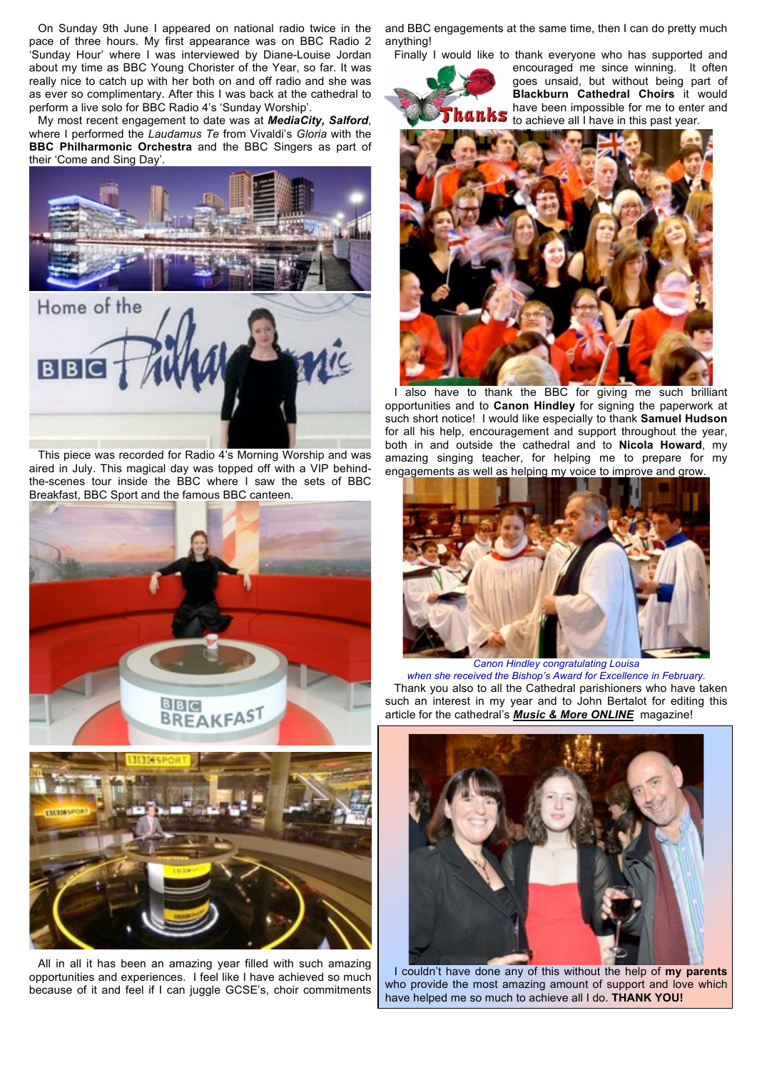On Sunday 9th June I appeared on national radio twice in the pace of three hours. My first appearance was on BBC Radio 2 'Sunday Hour' where I was interviewed by Diane-Louise Jordan about my time as BBC Young Chorister of the Year, so far. It was really nice to catch up with her both on and off radio and she was as ever so complimentary. After this I was back at the cathedral to perform a live solo for BBC Radio 4's 'Sunday Worship'.

My most recent engagement to date was at ***MediaCity, Salford***, where I performed the *Laudamus Te* from Vivaldi's *Gloria* with the **BBC Philharmonic Orchestra** and the BBC Singers as part of their 'Come and Sing Day'.

This piece was recorded for Radio 4's Morning Worship and was aired in July. This magical day was topped off with a VIP behind-the-scenes tour inside the BBC where I saw the sets of BBC Breakfast, BBC Sport and the famous BBC canteen.

All in all it has been an amazing year filled with such amazing opportunities and experiences. I feel like I have achieved so much because of it and feel if I can juggle GCSE's, choir commitments and BBC engagements at the same time, then I can do pretty much anything!

Finally I would like to thank everyone who has supported and encouraged me since winning. It often goes unsaid, but without being part of **Blackburn Cathedral Choirs** it would have been impossible for me to enter and to achieve all I have in this past year.

I also have to thank the BBC for giving me such brilliant opportunities and to **Canon Hindley** for signing the paperwork at such short notice! I would like especially to thank **Samuel Hudson** for all his help, encouragement and support throughout the year, both in and outside the cathedral and to **Nicola Howard**, my amazing singing teacher, for helping me to prepare for my engagements as well as helping my voice to improve and grow.

*Canon Hindley congratulating Louisa when she received the Bishop's Award for Excellence in February.*

Thank you also to all the Cathedral parishioners who have taken such an interest in my year and to John Bertalot for editing this article for the cathedral's ***Music & More ONLINE*** magazine!

I couldn't have done any of this without the help of **my parents** who provide the most amazing amount of support and love which have helped me so much to achieve all I do. **THANK YOU!**